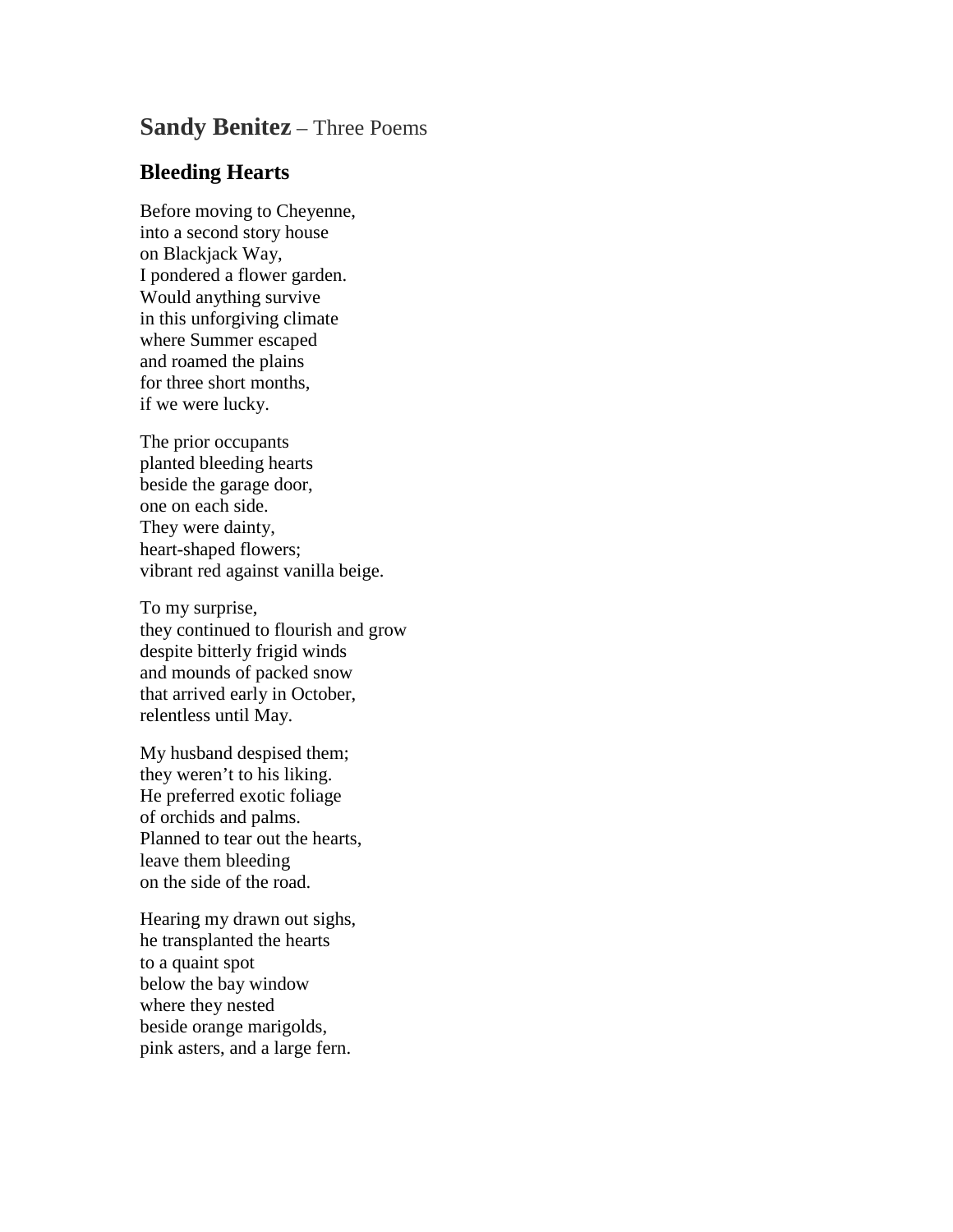## **Sandy Benitez** – Three Poems

### Bleeding Hearts

Before moving to Cheyenne,  
into a second story house  
on Blackjack Way,  
I pondered a flower garden.  
Would anything survive  
in this unforgiving climate  
where Summer escaped  
and roamed the plains  
for three short months,  
if we were lucky.

The prior occupants  
planted bleeding hearts  
beside the garage door,  
one on each side.  
They were dainty,  
heart-shaped flowers;  
vibrant red against vanilla beige.

To my surprise,  
they continued to flourish and grow  
despite bitterly frigid winds  
and mounds of packed snow  
that arrived early in October,  
relentless until May.

My husband despised them;  
they weren't to his liking.  
He preferred exotic foliage  
of orchids and palms.  
Planned to tear out the hearts,  
leave them bleeding  
on the side of the road.

Hearing my drawn out sighs,  
he transplanted the hearts  
to a quaint spot  
below the bay window  
where they nested  
beside orange marigolds,  
pink asters, and a large fern.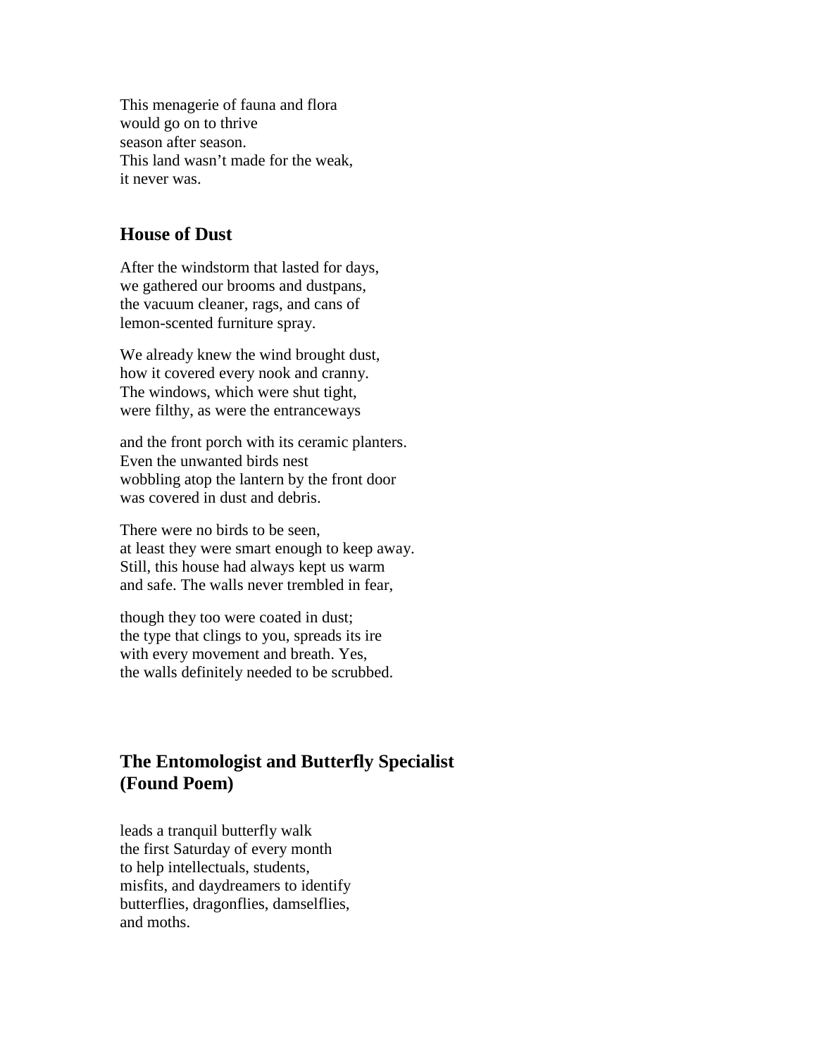This menagerie of fauna and flora  
would go on to thrive  
season after season.  
This land wasn't made for the weak,  
it never was.

## House of Dust

After the windstorm that lasted for days,  
we gathered our brooms and dustpans,  
the vacuum cleaner, rags, and cans of  
lemon-scented furniture spray.

We already knew the wind brought dust,  
how it covered every nook and cranny.  
The windows, which were shut tight,  
were filthy, as were the entranceways

and the front porch with its ceramic planters.  
Even the unwanted birds nest  
wobbling atop the lantern by the front door  
was covered in dust and debris.

There were no birds to be seen,  
at least they were smart enough to keep away.  
Still, this house had always kept us warm  
and safe. The walls never trembled in fear,

though they too were coated in dust;  
the type that clings to you, spreads its ire  
with every movement and breath. Yes,  
the walls definitely needed to be scrubbed.

## The Entomologist and Butterfly Specialist (Found Poem)

leads a tranquil butterfly walk  
the first Saturday of every month  
to help intellectuals, students,  
misfits, and daydreamers to identify  
butterflies, dragonflies, damselflies,  
and moths.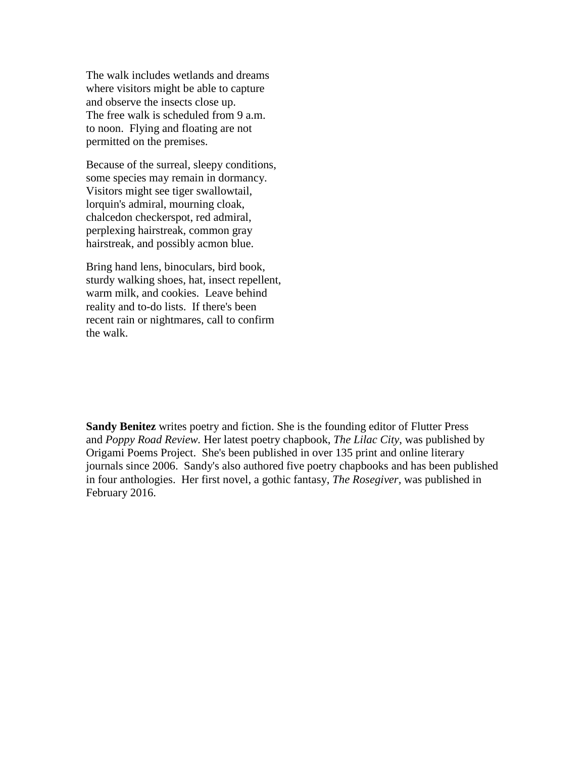The walk includes wetlands and dreams
where visitors might be able to capture
and observe the insects close up.
The free walk is scheduled from 9 a.m.
to noon. Flying and floating are not
permitted on the premises.

Because of the surreal, sleepy conditions,
some species may remain in dormancy.
Visitors might see tiger swallowtail,
lorquin's admiral, mourning cloak,
chalcedon checkerspot, red admiral,
perplexing hairstreak, common gray
hairstreak, and possibly acmon blue.

Bring hand lens, binoculars, bird book,
sturdy walking shoes, hat, insect repellent,
warm milk, and cookies. Leave behind
reality and to-do lists. If there's been
recent rain or nightmares, call to confirm
the walk.

**Sandy Benitez** writes poetry and fiction. She is the founding editor of Flutter Press and *Poppy Road Review.* Her latest poetry chapbook, *The Lilac City*, was published by Origami Poems Project. She's been published in over 135 print and online literary journals since 2006. Sandy's also authored five poetry chapbooks and has been published in four anthologies. Her first novel, a gothic fantasy, *The Rosegiver*, was published in February 2016.